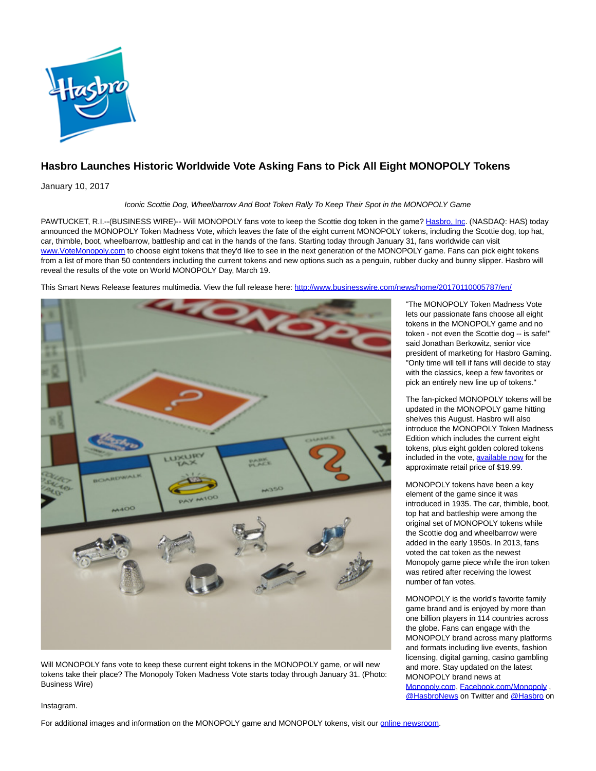# Hasbro Launches Historic Worldwide Vote Asking Fans to Pick All Eight MONOPOLY Tokens

January 10, 2017

*Iconic Scottie Dog, Wheelbarrow And Boot Token Rally To Keep Their Spot in the MONOPOLY Game*

PAWTUCKET, R.I.--(BUSINESS WIRE)-- Will MONOPOLY fans vote to keep the Scottie dog token in the game? Hasbro, Inc. (NASDAQ: HAS) today announced the MONOPOLY Token Madness Vote, which leaves the fate of the eight current MONOPOLY tokens, including the Scottie dog, top hat, car, thimble, boot, wheelbarrow, battleship and cat in the hands of the fans. Starting today through January 31, fans worldwide can visit www.VoteMonopoly.com to choose eight tokens that they'd like to see in the next generation of the MONOPOLY game. Fans can pick eight tokens from a list of more than 50 contenders including the current tokens and new options such as a penguin, rubber ducky and bunny slipper. Hasbro will reveal the results of the vote on World MONOPOLY Day, March 19.

This Smart News Release features multimedia. View the full release here: http://www.businesswire.com/news/home/20170110005787/en/

Will MONOPOLY fans vote to keep these current eight tokens in the MONOPOLY game, or will new tokens take their place? The Monopoly Token Madness Vote starts today through January 31. (Photo: Business Wire)

"The MONOPOLY Token Madness Vote lets our passionate fans choose all eight tokens in the MONOPOLY game and no token - not even the Scottie dog -- is safe!" said Jonathan Berkowitz, senior vice president of marketing for Hasbro Gaming. "Only time will tell if fans will decide to stay with the classics, keep a few favorites or pick an entirely new line up of tokens."

The fan-picked MONOPOLY tokens will be updated in the MONOPOLY game hitting shelves this August. Hasbro will also introduce the MONOPOLY Token Madness Edition which includes the current eight tokens, plus eight golden colored tokens included in the vote, available now for the approximate retail price of $19.99.

MONOPOLY tokens have been a key element of the game since it was introduced in 1935. The car, thimble, boot, top hat and battleship were among the original set of MONOPOLY tokens while the Scottie dog and wheelbarrow were added in the early 1950s. In 2013, fans voted the cat token as the newest Monopoly game piece while the iron token was retired after receiving the lowest number of fan votes.

MONOPOLY is the world's favorite family game brand and is enjoyed by more than one billion players in 114 countries across the globe. Fans can engage with the MONOPOLY brand across many platforms and formats including live events, fashion licensing, digital gaming, casino gambling and more. Stay updated on the latest MONOPOLY brand news at Monopoly.com, Facebook.com/Monopoly , @HasbroNews on Twitter and @Hasbro on Instagram.

For additional images and information on the MONOPOLY game and MONOPOLY tokens, visit our online newsroom.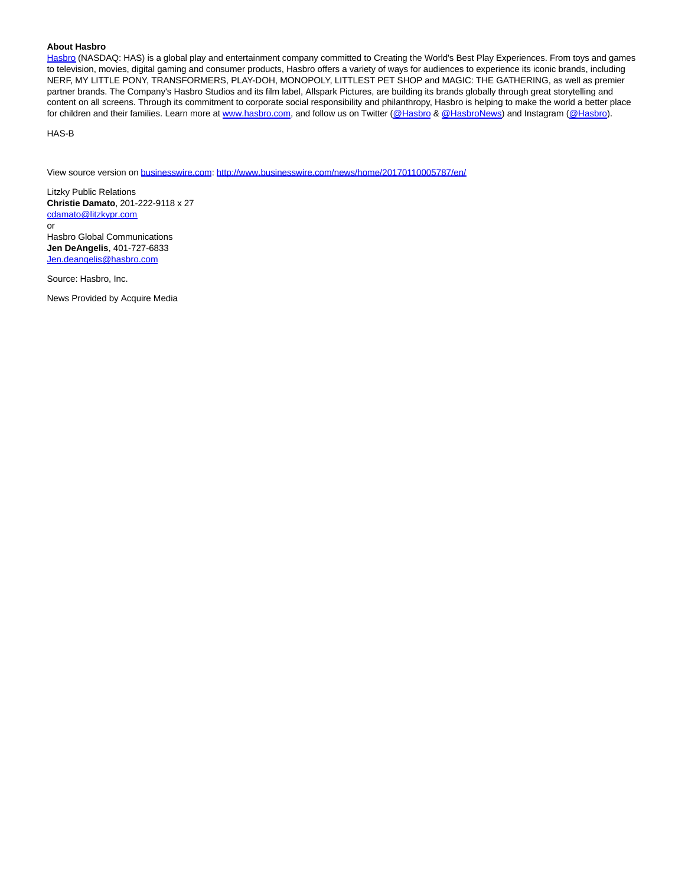**About Hasbro**

Hasbro (NASDAQ: HAS) is a global play and entertainment company committed to Creating the World's Best Play Experiences. From toys and games to television, movies, digital gaming and consumer products, Hasbro offers a variety of ways for audiences to experience its iconic brands, including NERF, MY LITTLE PONY, TRANSFORMERS, PLAY-DOH, MONOPOLY, LITTLEST PET SHOP and MAGIC: THE GATHERING, as well as premier partner brands. The Company's Hasbro Studios and its film label, Allspark Pictures, are building its brands globally through great storytelling and content on all screens. Through its commitment to corporate social responsibility and philanthropy, Hasbro is helping to make the world a better place for children and their families. Learn more at www.hasbro.com, and follow us on Twitter (@Hasbro & @HasbroNews) and Instagram (@Hasbro).

HAS-B

View source version on businesswire.com: http://www.businesswire.com/news/home/20170110005787/en/

Litzky Public Relations
**Christie Damato**, 201-222-9118 x 27
cdamato@litzkypr.com
or
Hasbro Global Communications
**Jen DeAngelis**, 401-727-6833
Jen.deangelis@hasbro.com

Source: Hasbro, Inc.

News Provided by Acquire Media